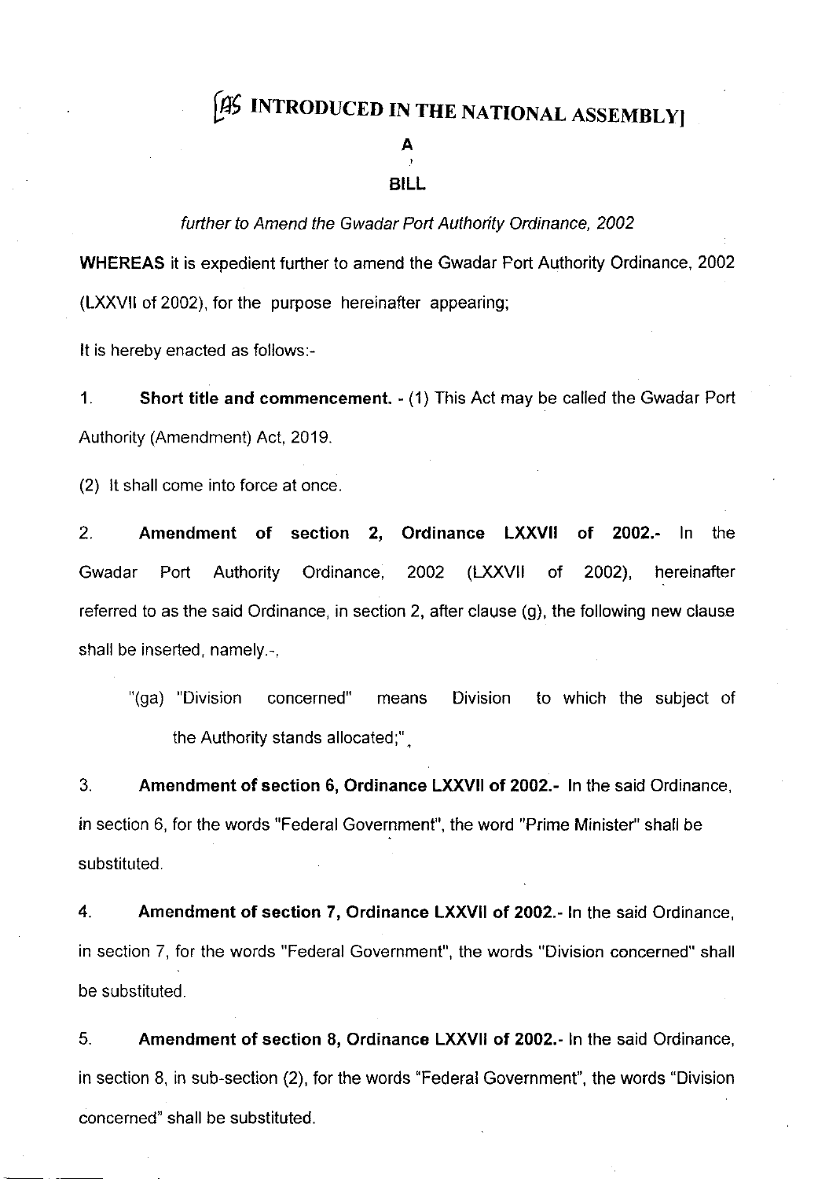# [AS INTRODUCED IN THE NATIONAL ASSEMBLY]

## A
## BILL

*further to Amend the Gwadar Port Authority Ordinance, 2002*

**WHEREAS** it is expedient further to amend the Gwadar Port Authority Ordinance, 2002 (LXXVII of 2002), for the purpose hereinafter appearing;

It is hereby enacted as follows:-

1. **Short title and commencement.** - (1) This Act may be called the Gwadar Port Authority (Amendment) Act, 2019.

(2) It shall come into force at once.

2. **Amendment of section 2, Ordinance LXXVII of 2002.-** In the Gwadar Port Authority Ordinance, 2002 (LXXVII of 2002), hereinafter referred to as the said Ordinance, in section 2, after clause (g), the following new clause shall be inserted, namely.-,

"(ga) "Division concerned" means Division to which the subject of the Authority stands allocated;",

3. **Amendment of section 6, Ordinance LXXVII of 2002.-** In the said Ordinance, in section 6, for the words "Federal Government", the word "Prime Minister" shall be substituted.

4. **Amendment of section 7, Ordinance LXXVII of 2002.-** In the said Ordinance, in section 7, for the words "Federal Government", the words "Division concerned" shall be substituted.

5. **Amendment of section 8, Ordinance LXXVII of 2002.-** In the said Ordinance, in section 8, in sub-section (2), for the words "Federal Government", the words "Division concerned" shall be substituted.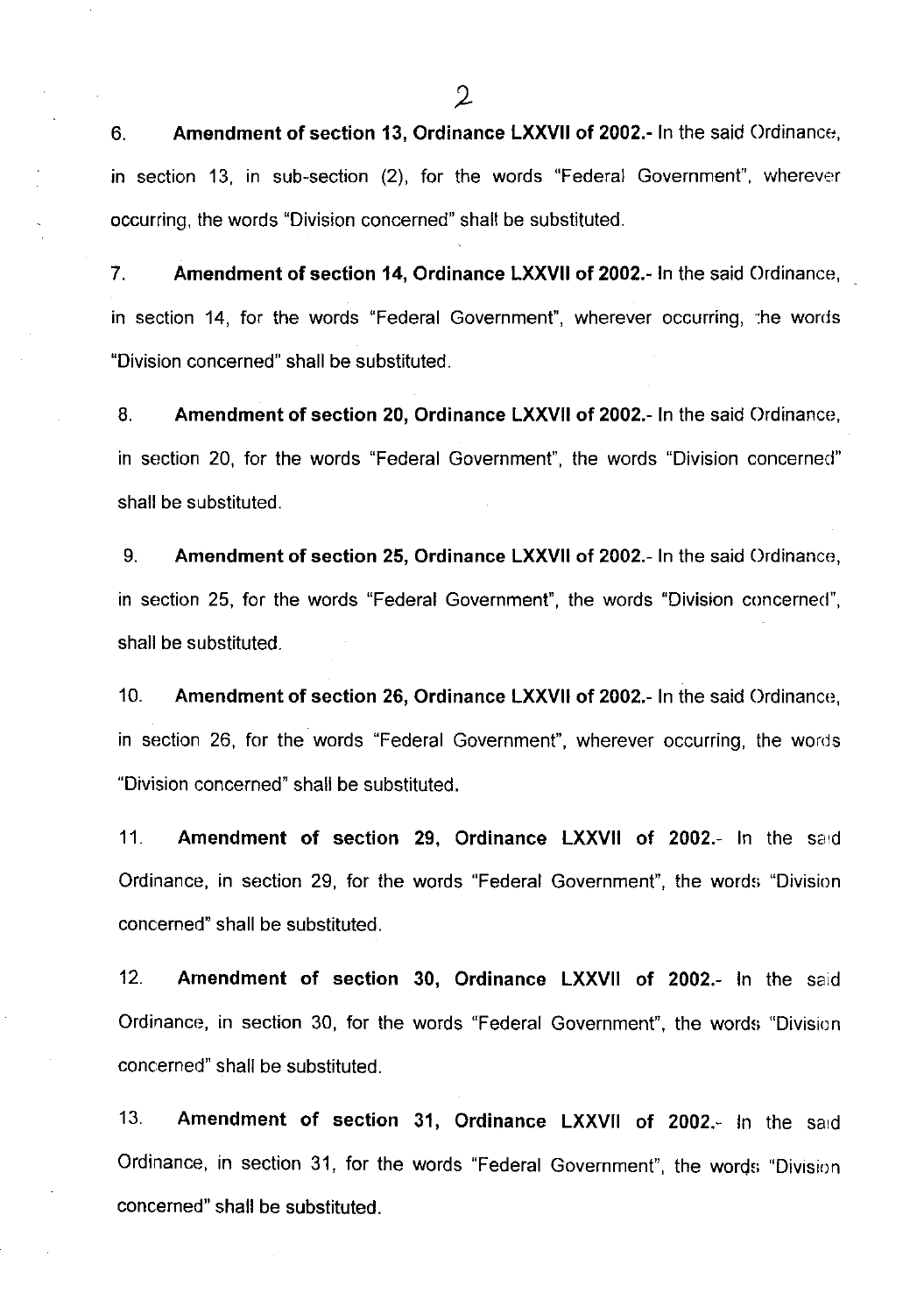6. **Amendment of section 13, Ordinance LXXVII of 2002.-** In the said Ordinance, in section 13, in sub-section (2), for the words "Federal Government", wherever occurring, the words "Division concerned" shall be substituted.

7. **Amendment of section 14, Ordinance LXXVII of 2002.-** In the said Ordinance, in section 14, for the words "Federal Government", wherever occurring, the words "Division concerned" shall be substituted.

8. **Amendment of section 20, Ordinance LXXVII of 2002.-** In the said Ordinance, in section 20, for the words "Federal Government", the words "Division concerned" shall be substituted.

9. **Amendment of section 25, Ordinance LXXVII of 2002.-** In the said Ordinance, in section 25, for the words "Federal Government", the words "Division concerned", shall be substituted.

10. **Amendment of section 26, Ordinance LXXVII of 2002.-** In the said Ordinance, in section 26, for the words "Federal Government", wherever occurring, the words "Division concerned" shall be substituted.

11. **Amendment of section 29, Ordinance LXXVII of 2002.-** In the said Ordinance, in section 29, for the words "Federal Government", the words "Division concerned" shall be substituted.

12. **Amendment of section 30, Ordinance LXXVII of 2002.-** In the said Ordinance, in section 30, for the words "Federal Government", the words "Division concerned" shall be substituted.

13. **Amendment of section 31, Ordinance LXXVII of 2002.-** In the said Ordinance, in section 31, for the words "Federal Government", the words "Division concerned" shall be substituted.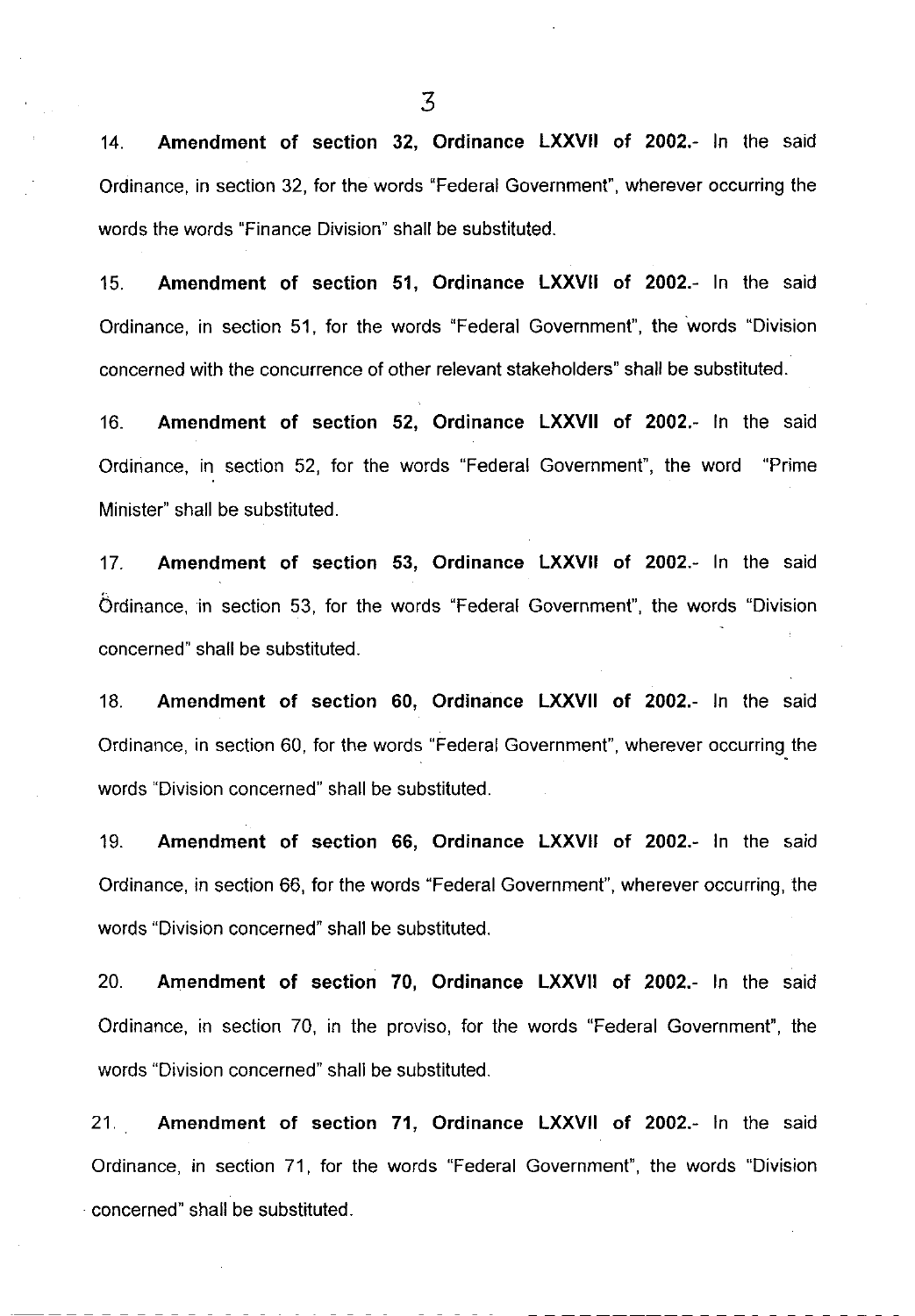14. **Amendment of section 32, Ordinance LXXVII of 2002.-** In the said Ordinance, in section 32, for the words "Federal Government", wherever occurring the words the words "Finance Division" shall be substituted.

15. **Amendment of section 51, Ordinance LXXVII of 2002.-** In the said Ordinance, in section 51, for the words "Federal Government", the words "Division concerned with the concurrence of other relevant stakeholders" shall be substituted.

16. **Amendment of section 52, Ordinance LXXVII of 2002.-** In the said Ordinance, in section 52, for the words "Federal Government", the word "Prime Minister" shall be substituted.

17. **Amendment of section 53, Ordinance LXXVII of 2002.-** In the said Ordinance, in section 53, for the words "Federal Government", the words "Division concerned" shall be substituted.

18. **Amendment of section 60, Ordinance LXXVII of 2002.-** In the said Ordinance, in section 60, for the words "Federal Government", wherever occurring the words "Division concerned" shall be substituted.

19. **Amendment of section 66, Ordinance LXXVII of 2002.-** In the said Ordinance, in section 66, for the words "Federal Government", wherever occurring, the words "Division concerned" shall be substituted.

20. **Amendment of section 70, Ordinance LXXVII of 2002.-** In the said Ordinance, in section 70, in the proviso, for the words "Federal Government", the words "Division concerned" shall be substituted.

21. **Amendment of section 71, Ordinance LXXVII of 2002.-** In the said Ordinance, in section 71, for the words "Federal Government", the words "Division concerned" shall be substituted.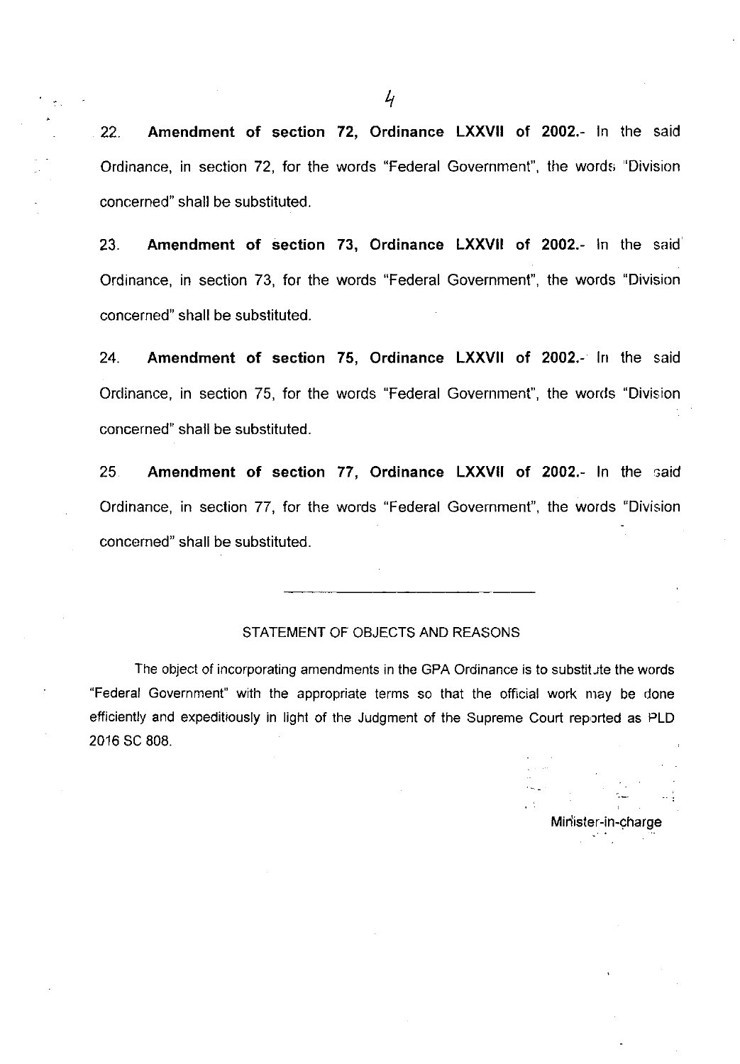22. **Amendment of section 72, Ordinance LXXVII of 2002.**- In the said Ordinance, in section 72, for the words "Federal Government", the words "Division concerned" shall be substituted.

23. **Amendment of section 73, Ordinance LXXVII of 2002.**- In the said Ordinance, in section 73, for the words "Federal Government", the words "Division concerned" shall be substituted.

24. **Amendment of section 75, Ordinance LXXVII of 2002.**- In the said Ordinance, in section 75, for the words "Federal Government", the words "Division concerned" shall be substituted.

25. **Amendment of section 77, Ordinance LXXVII of 2002.**- In the said Ordinance, in section 77, for the words "Federal Government", the words "Division concerned" shall be substituted.

---

STATEMENT OF OBJECTS AND REASONS

The object of incorporating amendments in the GPA Ordinance is to substitute the words "Federal Government" with the appropriate terms so that the official work may be done efficiently and expeditiously in light of the Judgment of the Supreme Court reported as PLD 2016 SC 808.

Minister-in-charge